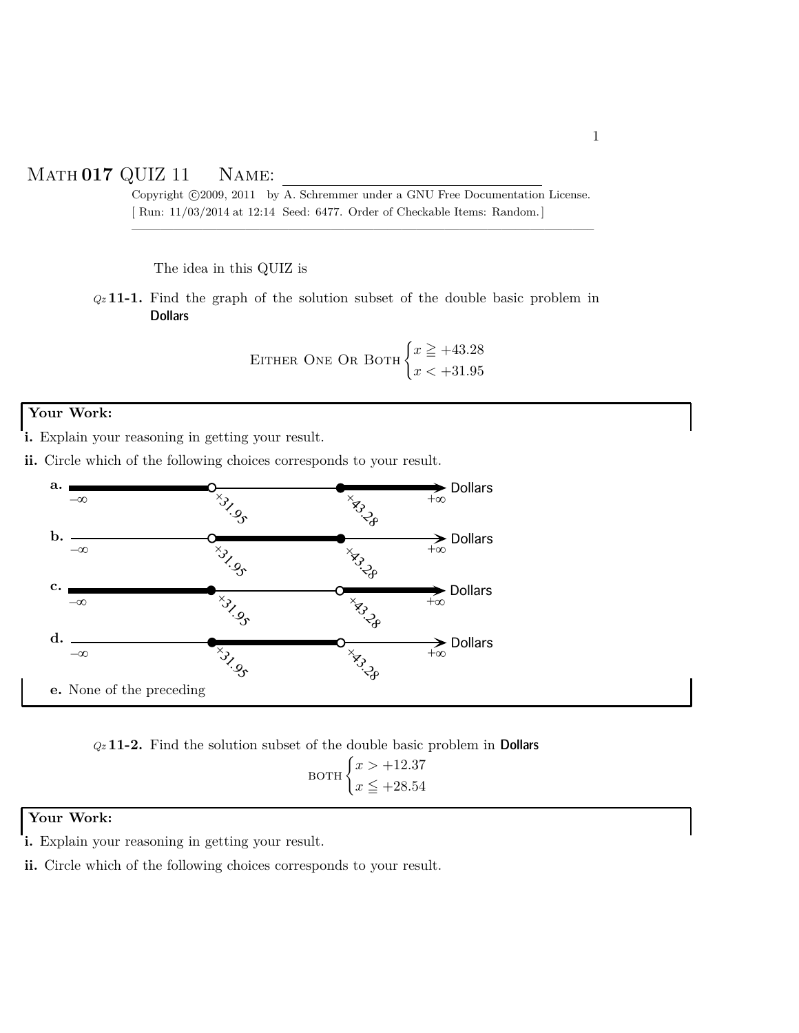# MATH 017 QUIZ 11 NAME: ______________________________

Copyright ©2009, 2011 by A. Schremmer under a GNU Free Documentation License.
[ Run: 11/03/2014 at 12:14 Seed: 6477. Order of Checkable Items: Random.]

---

The idea in this QUIZ is

*Qz* **11-1.** Find the graph of the solution subset of the double basic problem in **Dollars**

$$\text{EITHER ONE OR BOTH} \begin{cases} x \geqq +43.28 \\ x < +31.95 \end{cases}$$

**Your Work:**

**i.** Explain your reasoning in getting your result.

**ii.** Circle which of the following choices corresponds to your result.

**a.** $-\infty$ ... $+31.95$ ... $+43.28$ ... $+\infty$ Dollars

**b.** $-\infty$ ... $+31.95$ ... $+43.28$ ... $+\infty$ Dollars

**c.** $-\infty$ ... $+31.95$ ... $+43.28$ ... $+\infty$ Dollars

**d.** $-\infty$ ... $+31.95$ ... $+43.28$ ... $+\infty$ Dollars

**e.** None of the preceding

*Qz* **11-2.** Find the solution subset of the double basic problem in **Dollars**

$$\text{BOTH} \begin{cases} x > +12.37 \\ x \leqq +28.54 \end{cases}$$

**Your Work:**

**i.** Explain your reasoning in getting your result.

**ii.** Circle which of the following choices corresponds to your result.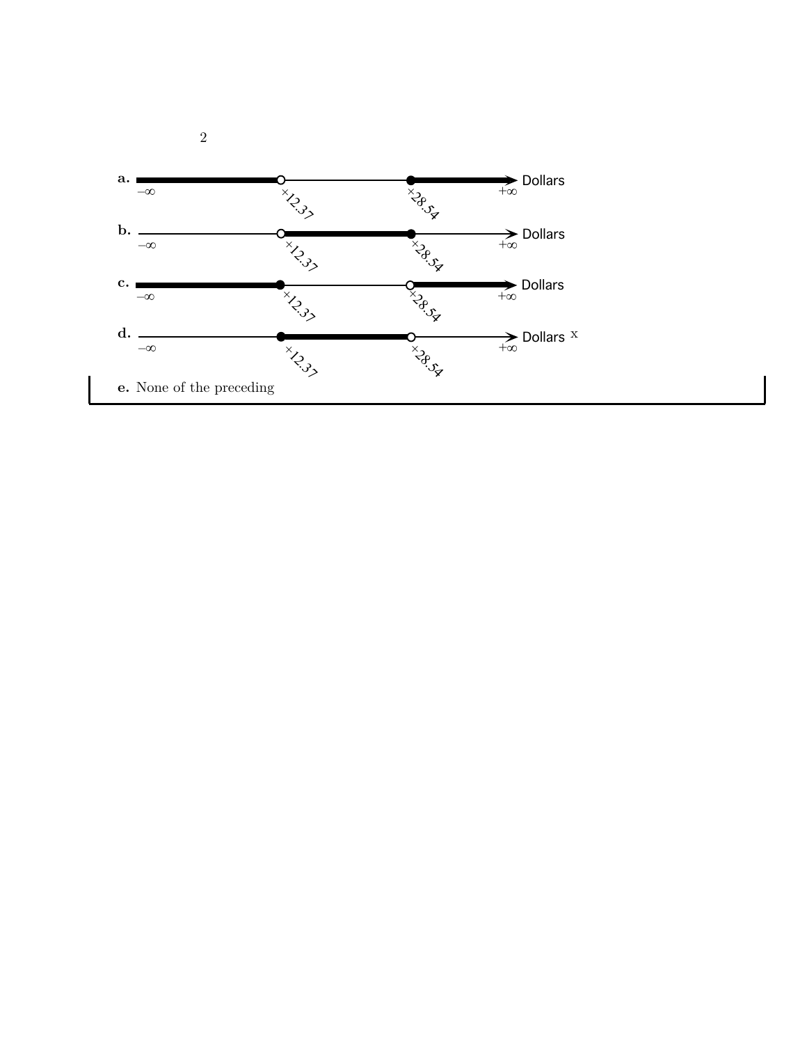**a.**

$-\infty$ +12.37 +28.54 $+\infty$ Dollars

**b.**

$-\infty$ +12.37 +28.54 $+\infty$ Dollars

**c.**

$-\infty$ +12.37 +28.54 $+\infty$ Dollars

**d.**

$-\infty$ +12.37 +28.54 $+\infty$ Dollars x

**e.** None of the preceding